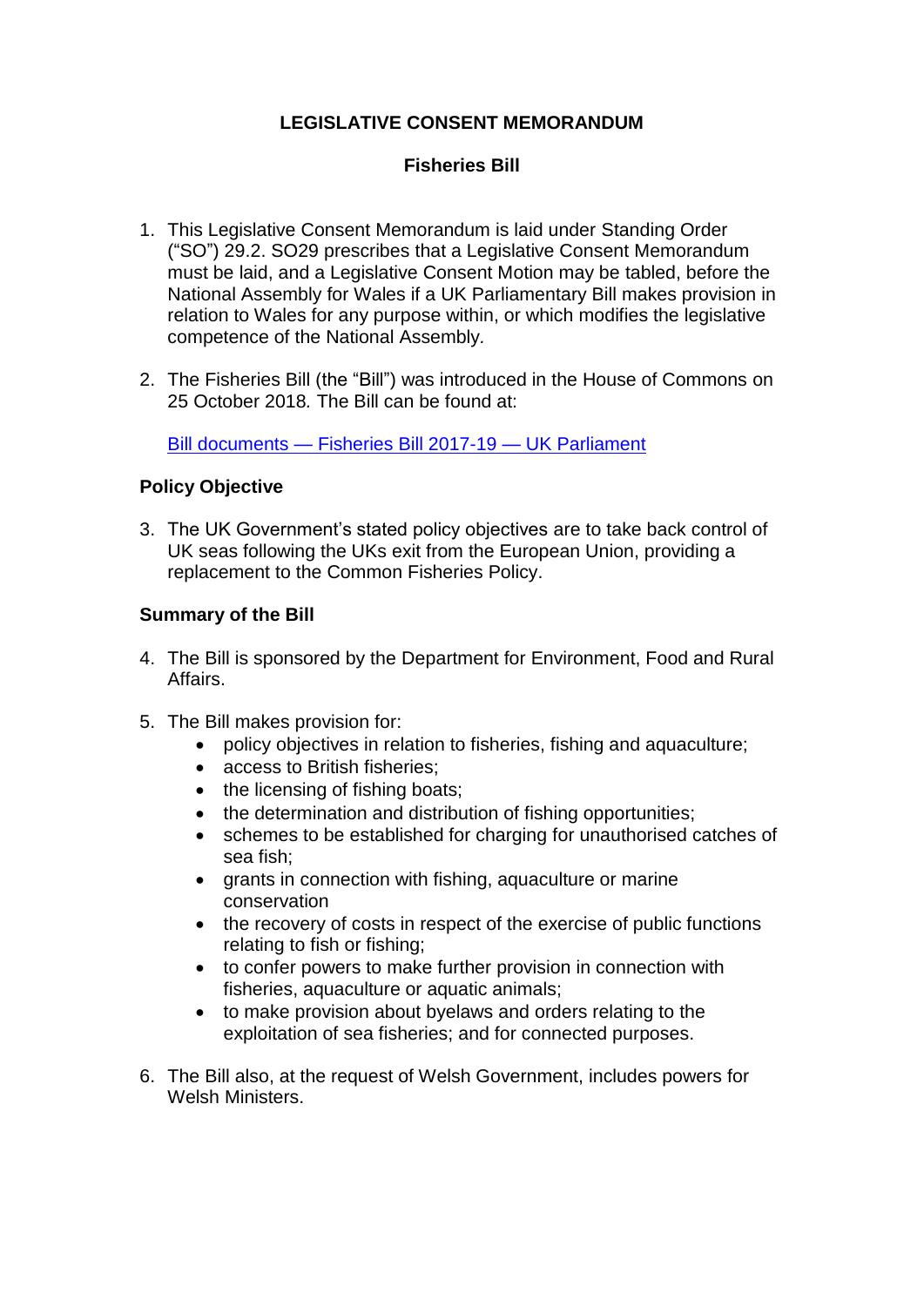# LEGISLATIVE CONSENT MEMORANDUM

## Fisheries Bill

1. This Legislative Consent Memorandum is laid under Standing Order ("SO") 29.2. SO29 prescribes that a Legislative Consent Memorandum must be laid, and a Legislative Consent Motion may be tabled, before the National Assembly for Wales if a UK Parliamentary Bill makes provision in relation to Wales for any purpose within, or which modifies the legislative competence of the National Assembly.

2. The Fisheries Bill (the "Bill") was introduced in the House of Commons on 25 October 2018. The Bill can be found at:

   [Bill documents — Fisheries Bill 2017-19 — UK Parliament]()

### Policy Objective

3. The UK Government's stated policy objectives are to take back control of UK seas following the UKs exit from the European Union, providing a replacement to the Common Fisheries Policy.

### Summary of the Bill

4. The Bill is sponsored by the Department for Environment, Food and Rural Affairs.

5. The Bill makes provision for:
   - policy objectives in relation to fisheries, fishing and aquaculture;
   - access to British fisheries;
   - the licensing of fishing boats;
   - the determination and distribution of fishing opportunities;
   - schemes to be established for charging for unauthorised catches of sea fish;
   - grants in connection with fishing, aquaculture or marine conservation
   - the recovery of costs in respect of the exercise of public functions relating to fish or fishing;
   - to confer powers to make further provision in connection with fisheries, aquaculture or aquatic animals;
   - to make provision about byelaws and orders relating to the exploitation of sea fisheries; and for connected purposes.

6. The Bill also, at the request of Welsh Government, includes powers for Welsh Ministers.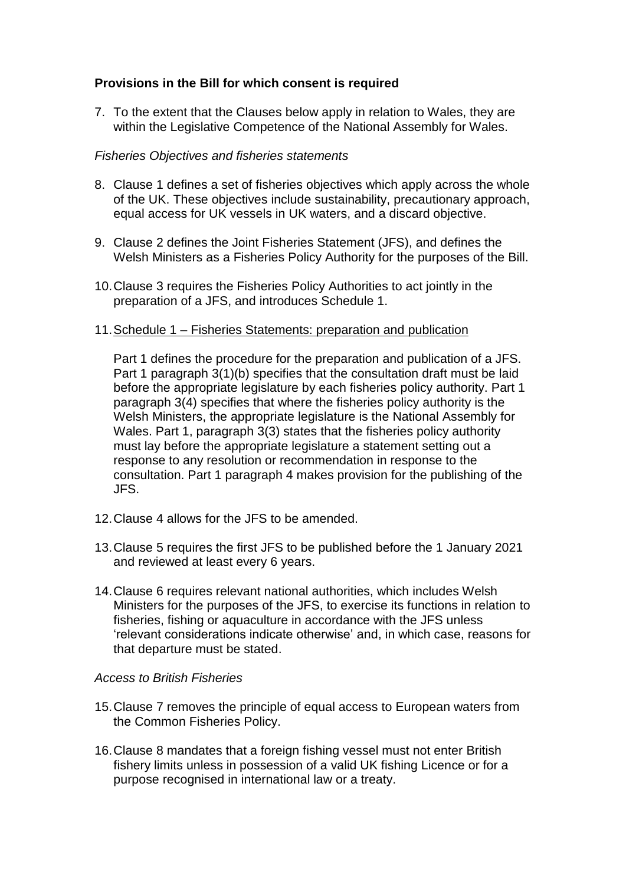## **Provisions in the Bill for which consent is required**

7. To the extent that the Clauses below apply in relation to Wales, they are within the Legislative Competence of the National Assembly for Wales.

*Fisheries Objectives and fisheries statements*

8. Clause 1 defines a set of fisheries objectives which apply across the whole of the UK. These objectives include sustainability, precautionary approach, equal access for UK vessels in UK waters, and a discard objective.

9. Clause 2 defines the Joint Fisheries Statement (JFS), and defines the Welsh Ministers as a Fisheries Policy Authority for the purposes of the Bill.

10. Clause 3 requires the Fisheries Policy Authorities to act jointly in the preparation of a JFS, and introduces Schedule 1.

11. <u>Schedule 1 – Fisheries Statements: preparation and publication</u>

    Part 1 defines the procedure for the preparation and publication of a JFS. Part 1 paragraph 3(1)(b) specifies that the consultation draft must be laid before the appropriate legislature by each fisheries policy authority. Part 1 paragraph 3(4) specifies that where the fisheries policy authority is the Welsh Ministers, the appropriate legislature is the National Assembly for Wales. Part 1, paragraph 3(3) states that the fisheries policy authority must lay before the appropriate legislature a statement setting out a response to any resolution or recommendation in response to the consultation. Part 1 paragraph 4 makes provision for the publishing of the JFS.

12. Clause 4 allows for the JFS to be amended.

13. Clause 5 requires the first JFS to be published before the 1 January 2021 and reviewed at least every 6 years.

14. Clause 6 requires relevant national authorities, which includes Welsh Ministers for the purposes of the JFS, to exercise its functions in relation to fisheries, fishing or aquaculture in accordance with the JFS unless 'relevant considerations indicate otherwise' and, in which case, reasons for that departure must be stated.

*Access to British Fisheries*

15. Clause 7 removes the principle of equal access to European waters from the Common Fisheries Policy.

16. Clause 8 mandates that a foreign fishing vessel must not enter British fishery limits unless in possession of a valid UK fishing Licence or for a purpose recognised in international law or a treaty.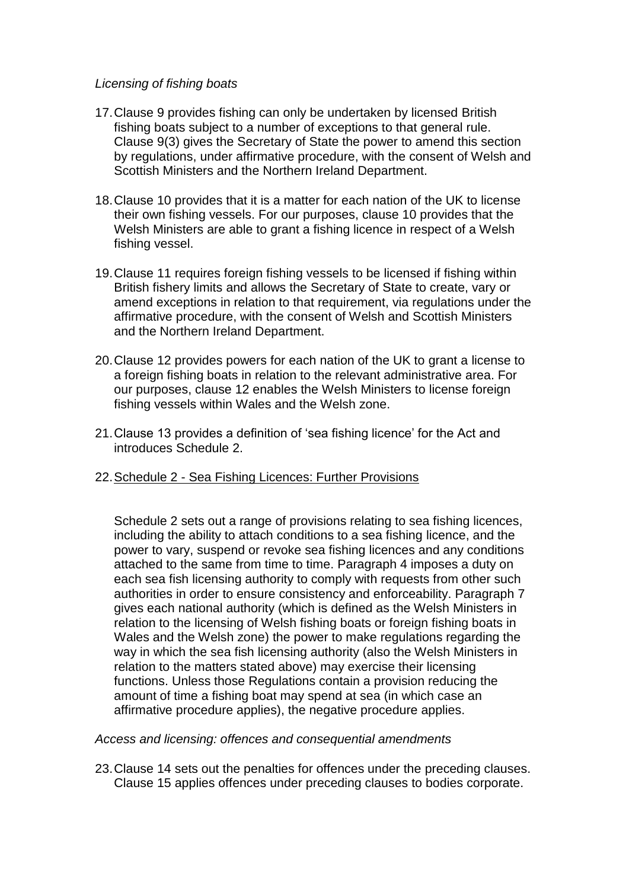*Licensing of fishing boats*

17. Clause 9 provides fishing can only be undertaken by licensed British fishing boats subject to a number of exceptions to that general rule. Clause 9(3) gives the Secretary of State the power to amend this section by regulations, under affirmative procedure, with the consent of Welsh and Scottish Ministers and the Northern Ireland Department.

18. Clause 10 provides that it is a matter for each nation of the UK to license their own fishing vessels. For our purposes, clause 10 provides that the Welsh Ministers are able to grant a fishing licence in respect of a Welsh fishing vessel.

19. Clause 11 requires foreign fishing vessels to be licensed if fishing within British fishery limits and allows the Secretary of State to create, vary or amend exceptions in relation to that requirement, via regulations under the affirmative procedure, with the consent of Welsh and Scottish Ministers and the Northern Ireland Department.

20. Clause 12 provides powers for each nation of the UK to grant a license to a foreign fishing boats in relation to the relevant administrative area. For our purposes, clause 12 enables the Welsh Ministers to license foreign fishing vessels within Wales and the Welsh zone.

21. Clause 13 provides a definition of 'sea fishing licence' for the Act and introduces Schedule 2.

22. Schedule 2 - Sea Fishing Licences: Further Provisions

    Schedule 2 sets out a range of provisions relating to sea fishing licences, including the ability to attach conditions to a sea fishing licence, and the power to vary, suspend or revoke sea fishing licences and any conditions attached to the same from time to time. Paragraph 4 imposes a duty on each sea fish licensing authority to comply with requests from other such authorities in order to ensure consistency and enforceability. Paragraph 7 gives each national authority (which is defined as the Welsh Ministers in relation to the licensing of Welsh fishing boats or foreign fishing boats in Wales and the Welsh zone) the power to make regulations regarding the way in which the sea fish licensing authority (also the Welsh Ministers in relation to the matters stated above) may exercise their licensing functions. Unless those Regulations contain a provision reducing the amount of time a fishing boat may spend at sea (in which case an affirmative procedure applies), the negative procedure applies.

*Access and licensing: offences and consequential amendments*

23. Clause 14 sets out the penalties for offences under the preceding clauses. Clause 15 applies offences under preceding clauses to bodies corporate.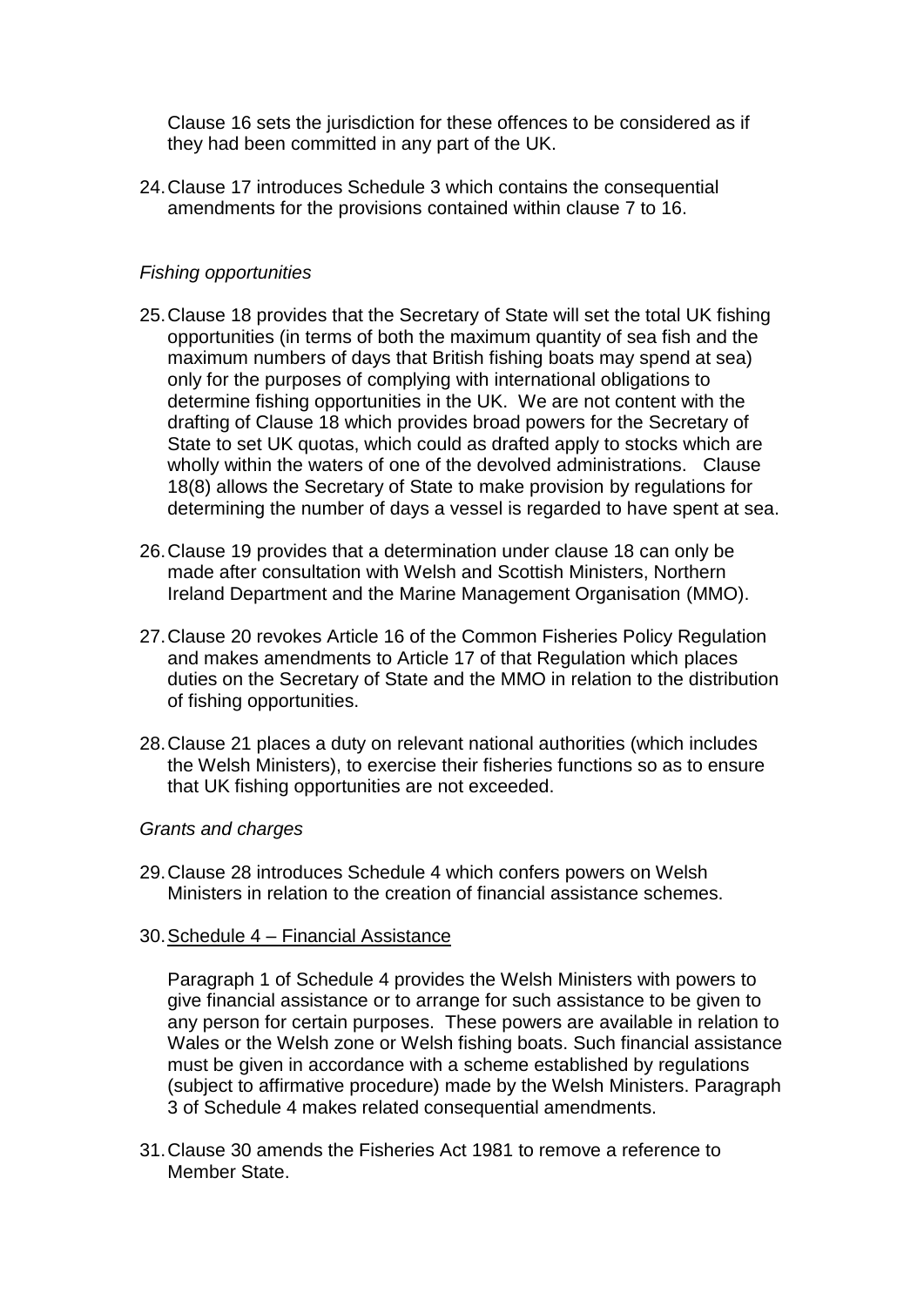Clause 16 sets the jurisdiction for these offences to be considered as if they had been committed in any part of the UK.

24. Clause 17 introduces Schedule 3 which contains the consequential amendments for the provisions contained within clause 7 to 16.

*Fishing opportunities*

25. Clause 18 provides that the Secretary of State will set the total UK fishing opportunities (in terms of both the maximum quantity of sea fish and the maximum numbers of days that British fishing boats may spend at sea) only for the purposes of complying with international obligations to determine fishing opportunities in the UK. We are not content with the drafting of Clause 18 which provides broad powers for the Secretary of State to set UK quotas, which could as drafted apply to stocks which are wholly within the waters of one of the devolved administrations. Clause 18(8) allows the Secretary of State to make provision by regulations for determining the number of days a vessel is regarded to have spent at sea.

26. Clause 19 provides that a determination under clause 18 can only be made after consultation with Welsh and Scottish Ministers, Northern Ireland Department and the Marine Management Organisation (MMO).

27. Clause 20 revokes Article 16 of the Common Fisheries Policy Regulation and makes amendments to Article 17 of that Regulation which places duties on the Secretary of State and the MMO in relation to the distribution of fishing opportunities.

28. Clause 21 places a duty on relevant national authorities (which includes the Welsh Ministers), to exercise their fisheries functions so as to ensure that UK fishing opportunities are not exceeded.

*Grants and charges*

29. Clause 28 introduces Schedule 4 which confers powers on Welsh Ministers in relation to the creation of financial assistance schemes.

30. <u>Schedule 4 – Financial Assistance</u>

    Paragraph 1 of Schedule 4 provides the Welsh Ministers with powers to give financial assistance or to arrange for such assistance to be given to any person for certain purposes. These powers are available in relation to Wales or the Welsh zone or Welsh fishing boats. Such financial assistance must be given in accordance with a scheme established by regulations (subject to affirmative procedure) made by the Welsh Ministers. Paragraph 3 of Schedule 4 makes related consequential amendments.

31. Clause 30 amends the Fisheries Act 1981 to remove a reference to Member State.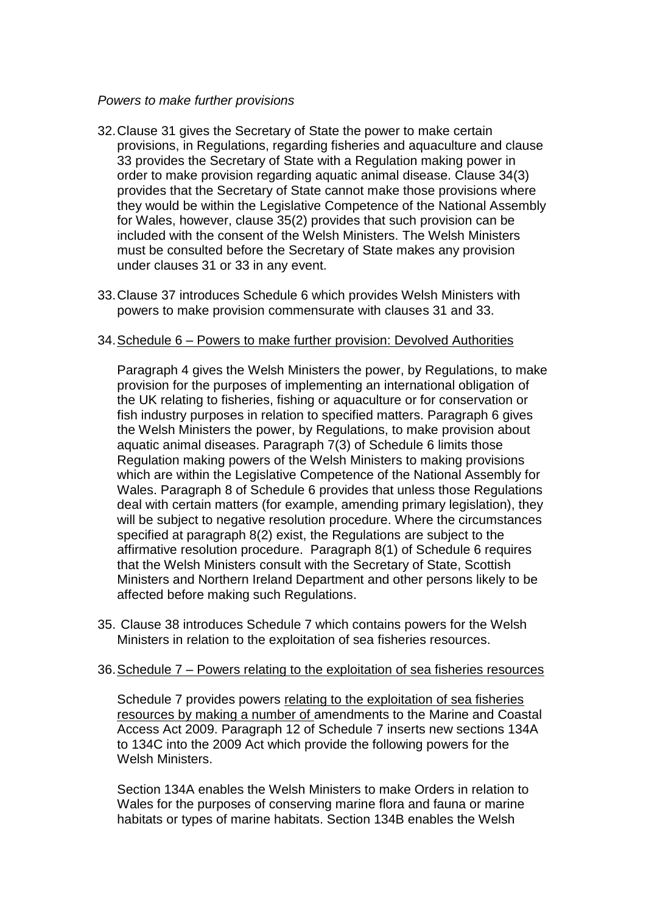*Powers to make further provisions*

32. Clause 31 gives the Secretary of State the power to make certain provisions, in Regulations, regarding fisheries and aquaculture and clause 33 provides the Secretary of State with a Regulation making power in order to make provision regarding aquatic animal disease. Clause 34(3) provides that the Secretary of State cannot make those provisions where they would be within the Legislative Competence of the National Assembly for Wales, however, clause 35(2) provides that such provision can be included with the consent of the Welsh Ministers. The Welsh Ministers must be consulted before the Secretary of State makes any provision under clauses 31 or 33 in any event.

33. Clause 37 introduces Schedule 6 which provides Welsh Ministers with powers to make provision commensurate with clauses 31 and 33.

34. Schedule 6 – Powers to make further provision: Devolved Authorities

    Paragraph 4 gives the Welsh Ministers the power, by Regulations, to make provision for the purposes of implementing an international obligation of the UK relating to fisheries, fishing or aquaculture or for conservation or fish industry purposes in relation to specified matters. Paragraph 6 gives the Welsh Ministers the power, by Regulations, to make provision about aquatic animal diseases. Paragraph 7(3) of Schedule 6 limits those Regulation making powers of the Welsh Ministers to making provisions which are within the Legislative Competence of the National Assembly for Wales. Paragraph 8 of Schedule 6 provides that unless those Regulations deal with certain matters (for example, amending primary legislation), they will be subject to negative resolution procedure. Where the circumstances specified at paragraph 8(2) exist, the Regulations are subject to the affirmative resolution procedure. Paragraph 8(1) of Schedule 6 requires that the Welsh Ministers consult with the Secretary of State, Scottish Ministers and Northern Ireland Department and other persons likely to be affected before making such Regulations.

35. Clause 38 introduces Schedule 7 which contains powers for the Welsh Ministers in relation to the exploitation of sea fisheries resources.

36. Schedule 7 – Powers relating to the exploitation of sea fisheries resources

    Schedule 7 provides powers relating to the exploitation of sea fisheries resources by making a number of amendments to the Marine and Coastal Access Act 2009. Paragraph 12 of Schedule 7 inserts new sections 134A to 134C into the 2009 Act which provide the following powers for the Welsh Ministers.

    Section 134A enables the Welsh Ministers to make Orders in relation to Wales for the purposes of conserving marine flora and fauna or marine habitats or types of marine habitats. Section 134B enables the Welsh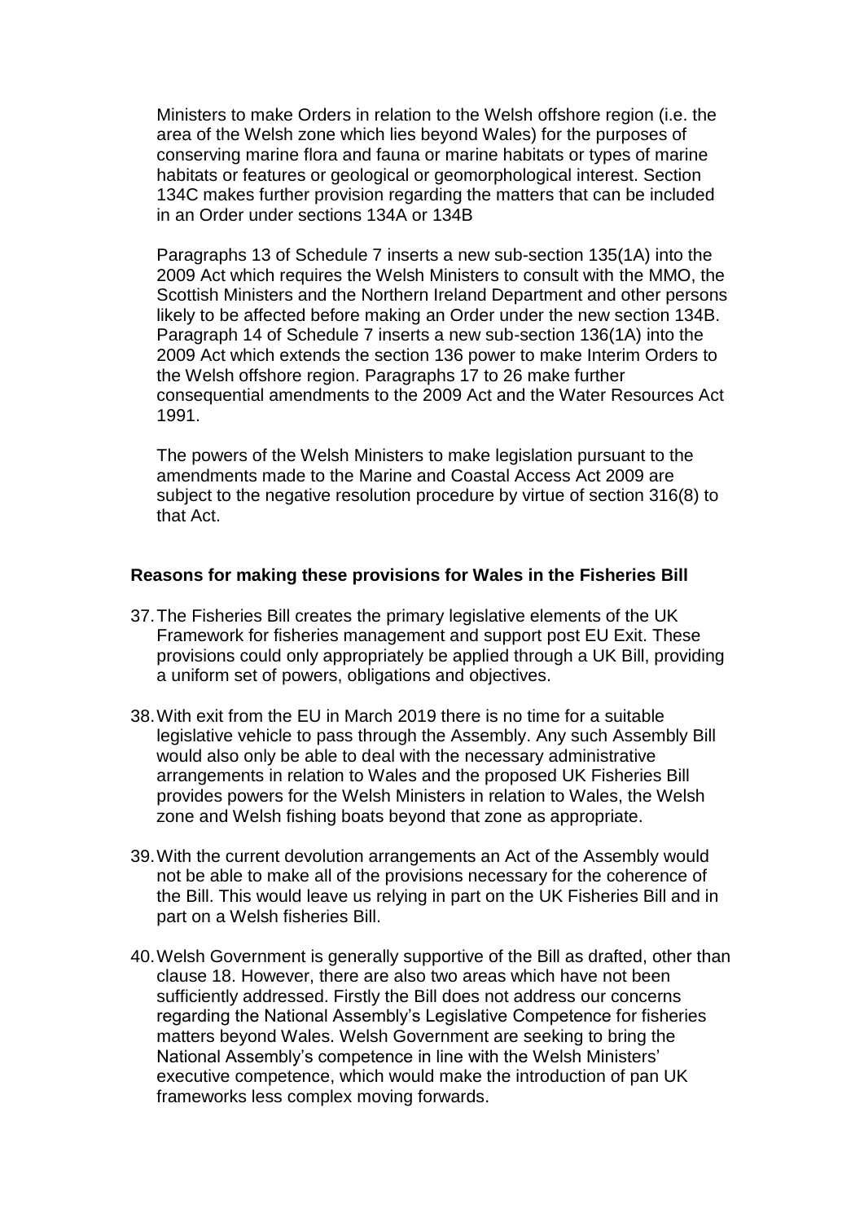Ministers to make Orders in relation to the Welsh offshore region (i.e. the area of the Welsh zone which lies beyond Wales) for the purposes of conserving marine flora and fauna or marine habitats or types of marine habitats or features or geological or geomorphological interest. Section 134C makes further provision regarding the matters that can be included in an Order under sections 134A or 134B

Paragraphs 13 of Schedule 7 inserts a new sub-section 135(1A) into the 2009 Act which requires the Welsh Ministers to consult with the MMO, the Scottish Ministers and the Northern Ireland Department and other persons likely to be affected before making an Order under the new section 134B. Paragraph 14 of Schedule 7 inserts a new sub-section 136(1A) into the 2009 Act which extends the section 136 power to make Interim Orders to the Welsh offshore region. Paragraphs 17 to 26 make further consequential amendments to the 2009 Act and the Water Resources Act 1991.

The powers of the Welsh Ministers to make legislation pursuant to the amendments made to the Marine and Coastal Access Act 2009 are subject to the negative resolution procedure by virtue of section 316(8) to that Act.

**Reasons for making these provisions for Wales in the Fisheries Bill**

37. The Fisheries Bill creates the primary legislative elements of the UK Framework for fisheries management and support post EU Exit. These provisions could only appropriately be applied through a UK Bill, providing a uniform set of powers, obligations and objectives.

38. With exit from the EU in March 2019 there is no time for a suitable legislative vehicle to pass through the Assembly. Any such Assembly Bill would also only be able to deal with the necessary administrative arrangements in relation to Wales and the proposed UK Fisheries Bill provides powers for the Welsh Ministers in relation to Wales, the Welsh zone and Welsh fishing boats beyond that zone as appropriate.

39. With the current devolution arrangements an Act of the Assembly would not be able to make all of the provisions necessary for the coherence of the Bill. This would leave us relying in part on the UK Fisheries Bill and in part on a Welsh fisheries Bill.

40. Welsh Government is generally supportive of the Bill as drafted, other than clause 18. However, there are also two areas which have not been sufficiently addressed. Firstly the Bill does not address our concerns regarding the National Assembly's Legislative Competence for fisheries matters beyond Wales. Welsh Government are seeking to bring the National Assembly's competence in line with the Welsh Ministers' executive competence, which would make the introduction of pan UK frameworks less complex moving forwards.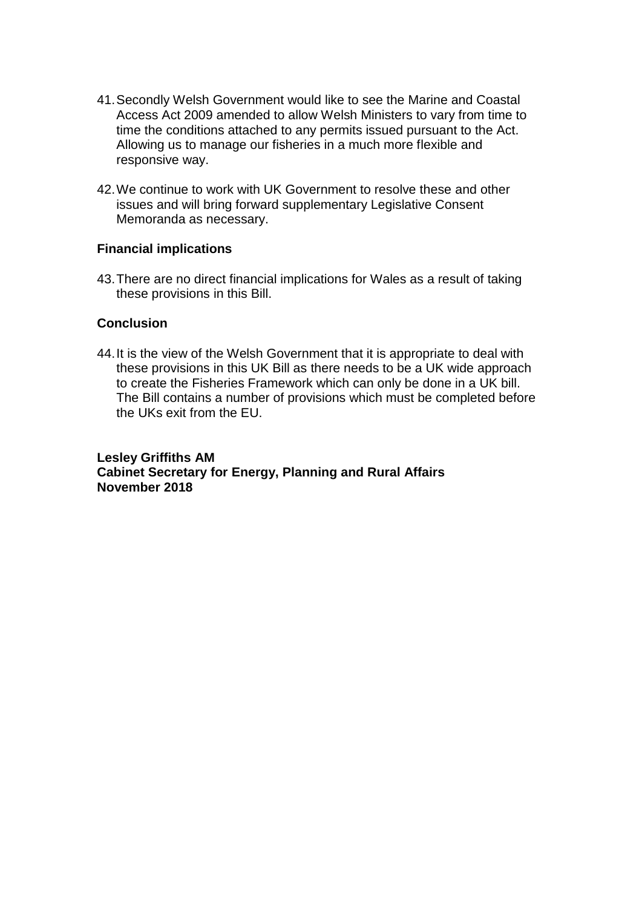41. Secondly Welsh Government would like to see the Marine and Coastal Access Act 2009 amended to allow Welsh Ministers to vary from time to time the conditions attached to any permits issued pursuant to the Act. Allowing us to manage our fisheries in a much more flexible and responsive way.

42. We continue to work with UK Government to resolve these and other issues and will bring forward supplementary Legislative Consent Memoranda as necessary.

**Financial implications**

43. There are no direct financial implications for Wales as a result of taking these provisions in this Bill.

**Conclusion**

44. It is the view of the Welsh Government that it is appropriate to deal with these provisions in this UK Bill as there needs to be a UK wide approach to create the Fisheries Framework which can only be done in a UK bill. The Bill contains a number of provisions which must be completed before the UKs exit from the EU.

**Lesley Griffiths AM**
**Cabinet Secretary for Energy, Planning and Rural Affairs**
**November 2018**